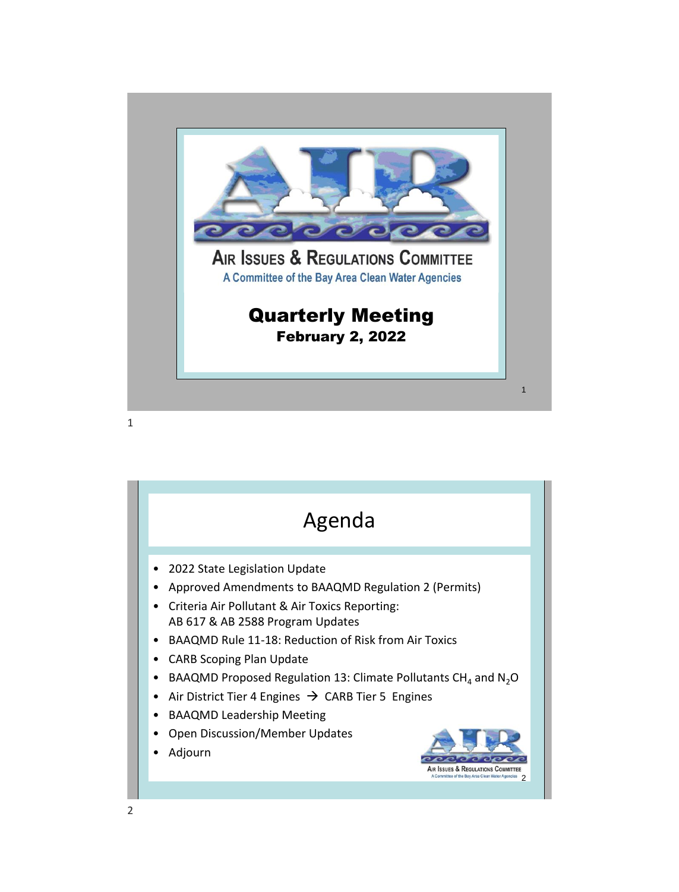# AIR

**AIR ISSUES & REGULATIONS COMMITTEE**

A Committee of the Bay Area Clean Water Agencies

## Quarterly Meeting

**February 2, 2022**

## Agenda

- 2022 State Legislation Update
- Approved Amendments to BAAQMD Regulation 2 (Permits)
- Criteria Air Pollutant & Air Toxics Reporting: AB 617 & AB 2588 Program Updates
- BAAQMD Rule 11-18: Reduction of Risk from Air Toxics
- CARB Scoping Plan Update
- BAAQMD Proposed Regulation 13: Climate Pollutants $CH_4$ and $N_2O$
- Air District Tier 4 Engines → CARB Tier 5 Engines
- BAAQMD Leadership Meeting
- Open Discussion/Member Updates
- Adjourn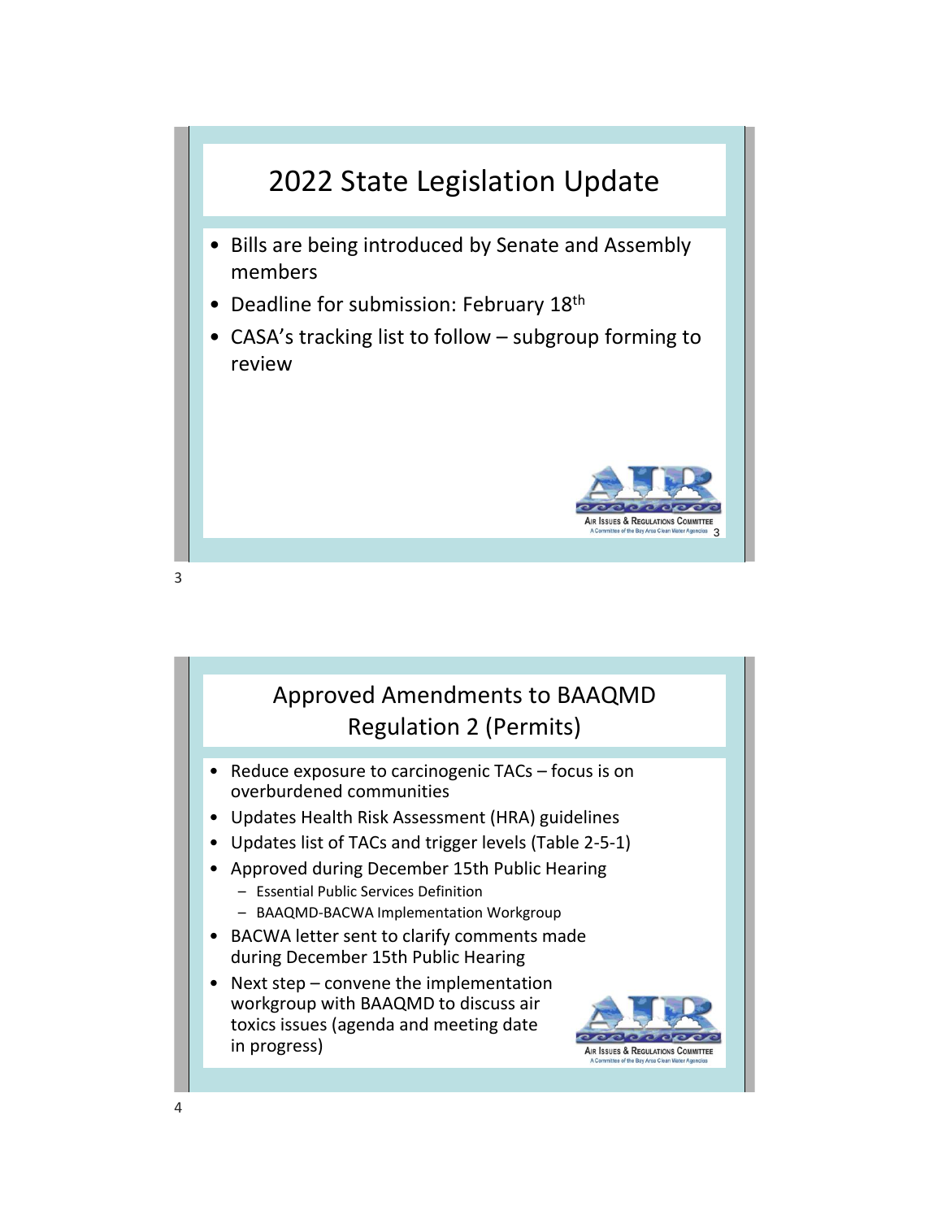## 2022 State Legislation Update

- Bills are being introduced by Senate and Assembly members
- Deadline for submission: February 18th
- CASA's tracking list to follow – subgroup forming to review

## Approved Amendments to BAAQMD Regulation 2 (Permits)

- Reduce exposure to carcinogenic TACs – focus is on overburdened communities
- Updates Health Risk Assessment (HRA) guidelines
- Updates list of TACs and trigger levels (Table 2-5-1)
- Approved during December 15th Public Hearing
  - Essential Public Services Definition
  - BAAQMD-BACWA Implementation Workgroup
- BACWA letter sent to clarify comments made during December 15th Public Hearing
- Next step – convene the implementation workgroup with BAAQMD to discuss air toxics issues (agenda and meeting date in progress)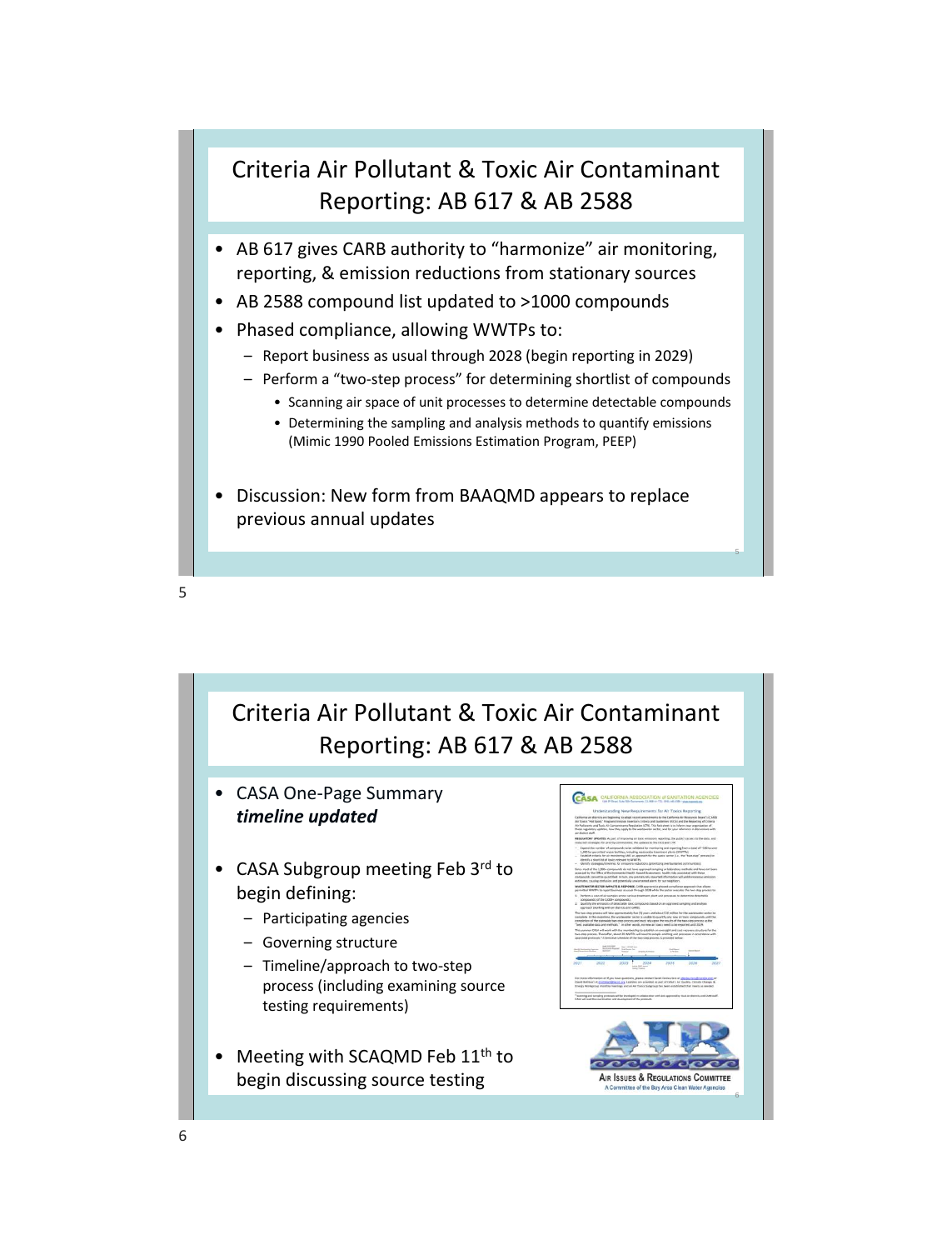# Criteria Air Pollutant & Toxic Air Contaminant Reporting: AB 617 & AB 2588

- AB 617 gives CARB authority to "harmonize" air monitoring, reporting, & emission reductions from stationary sources
- AB 2588 compound list updated to >1000 compounds
- Phased compliance, allowing WWTPs to:
  - Report business as usual through 2028 (begin reporting in 2029)
  - Perform a "two-step process" for determining shortlist of compounds
    - Scanning air space of unit processes to determine detectable compounds
    - Determining the sampling and analysis methods to quantify emissions (Mimic 1990 Pooled Emissions Estimation Program, PEEP)
- Discussion: New form from BAAQMD appears to replace previous annual updates

# Criteria Air Pollutant & Toxic Air Contaminant Reporting: AB 617 & AB 2588

- CASA One-Page Summary ***timeline updated***
- CASA Subgroup meeting Feb 3rd to begin defining:
  - Participating agencies
  - Governing structure
  - Timeline/approach to two-step process (including examining source testing requirements)
- Meeting with SCAQMD Feb 11th to begin discussing source testing

AIR ISSUES & REGULATIONS COMMITTEE
A Committee of the Bay Area Clean Water Agencies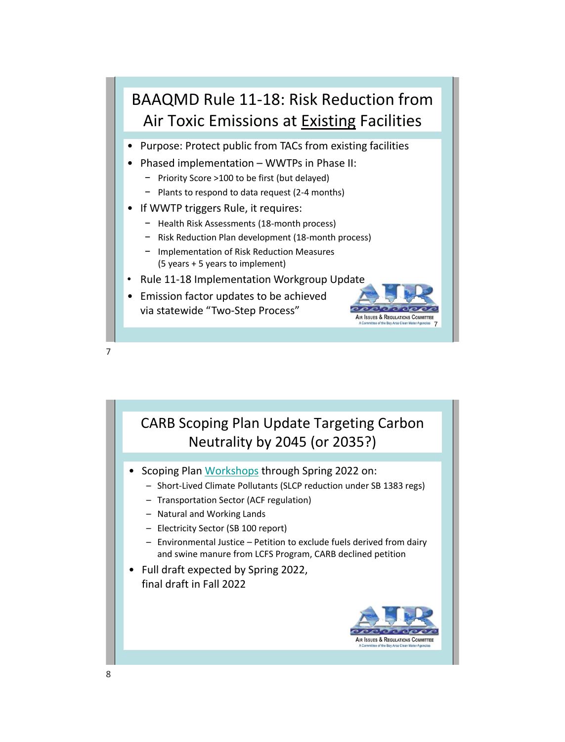## BAAQMD Rule 11-18: Risk Reduction from Air Toxic Emissions at Existing Facilities

- Purpose: Protect public from TACs from existing facilities
- Phased implementation – WWTPs in Phase II:
  - Priority Score >100 to be first (but delayed)
  - Plants to respond to data request (2-4 months)
- If WWTP triggers Rule, it requires:
  - Health Risk Assessments (18-month process)
  - Risk Reduction Plan development (18-month process)
  - Implementation of Risk Reduction Measures (5 years + 5 years to implement)
- Rule 11-18 Implementation Workgroup Update
- Emission factor updates to be achieved via statewide "Two-Step Process"

AIR ISSUES & REGULATIONS COMMITTEE
A Committee of the Bay Area Clean Water Agencies

## CARB Scoping Plan Update Targeting Carbon Neutrality by 2045 (or 2035?)

- Scoping Plan Workshops through Spring 2022 on:
  - Short-Lived Climate Pollutants (SLCP reduction under SB 1383 regs)
  - Transportation Sector (ACF regulation)
  - Natural and Working Lands
  - Electricity Sector (SB 100 report)
  - Environmental Justice – Petition to exclude fuels derived from dairy and swine manure from LCFS Program, CARB declined petition
- Full draft expected by Spring 2022, final draft in Fall 2022

AIR ISSUES & REGULATIONS COMMITTEE
A Committee of the Bay Area Clean Water Agencies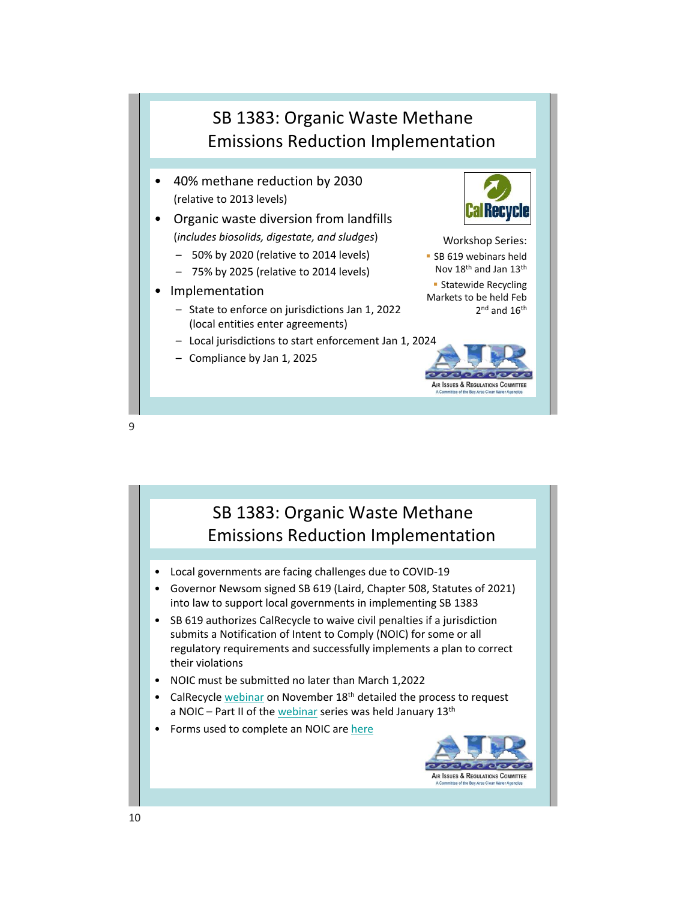## SB 1383: Organic Waste Methane Emissions Reduction Implementation

- 40% methane reduction by 2030 (relative to 2013 levels)
- Organic waste diversion from landfills (*includes biosolids, digestate, and sludges*)
  - 50% by 2020 (relative to 2014 levels)
  - 75% by 2025 (relative to 2014 levels)
- Implementation
  - State to enforce on jurisdictions Jan 1, 2022 (local entities enter agreements)
  - Local jurisdictions to start enforcement Jan 1, 2024
  - Compliance by Jan 1, 2025

Workshop Series:

- SB 619 webinars held Nov 18th and Jan 13th
- Statewide Recycling Markets to be held Feb 2nd and 16th

## SB 1383: Organic Waste Methane Emissions Reduction Implementation

- Local governments are facing challenges due to COVID-19
- Governor Newsom signed SB 619 (Laird, Chapter 508, Statutes of 2021) into law to support local governments in implementing SB 1383
- SB 619 authorizes CalRecycle to waive civil penalties if a jurisdiction submits a Notification of Intent to Comply (NOIC) for some or all regulatory requirements and successfully implements a plan to correct their violations
- NOIC must be submitted no later than March 1,2022
- CalRecycle webinar on November 18th detailed the process to request a NOIC – Part II of the webinar series was held January 13th
- Forms used to complete an NOIC are here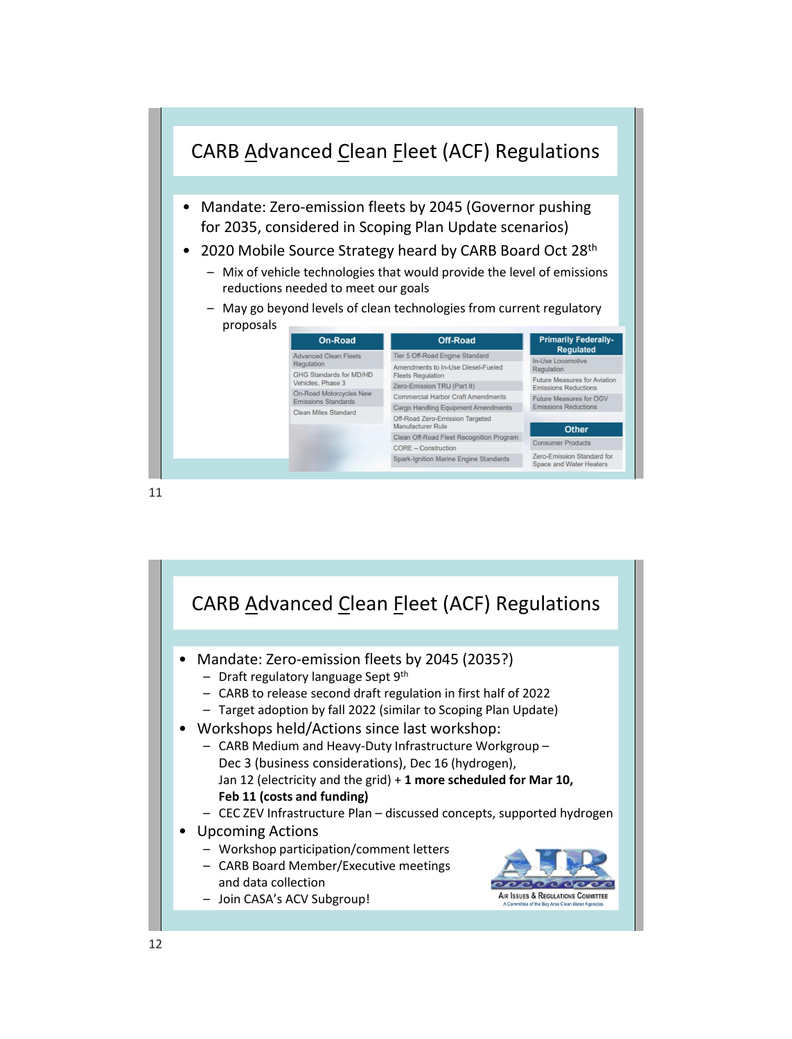## CARB Advanced Clean Fleet (ACF) Regulations

- Mandate: Zero-emission fleets by 2045 (Governor pushing for 2035, considered in Scoping Plan Update scenarios)
- 2020 Mobile Source Strategy heard by CARB Board Oct 28th
  - Mix of vehicle technologies that would provide the level of emissions reductions needed to meet our goals
  - May go beyond levels of clean technologies from current regulatory proposals

| On-Road | Off-Road | Primarily Federally-Regulated |
|---|---|---|
| Advanced Clean Fleets Regulation | Tier 5 Off-Road Engine Standard | In-Use Locomotive Regulation |
| GHG Standards for MD/HD Vehicles, Phase 3 | Amendments to In-Use Diesel-Fueled Fleets Regulation | Future Measures for Aviation Emissions Reductions |
| On-Road Motorcycles New Emissions Standards | Zero-Emission TRU (Part II) | Future Measures for OGV Emissions Reductions |
| Clean Miles Standard | Commercial Harbor Craft Amendments | **Other** |
| | Cargo Handling Equipment Amendments | Consumer Products |
| | Off-Road Zero-Emission Targeted Manufacturer Rule | Zero-Emission Standard for Space and Water Heaters |
| | Clean Off-Road Fleet Recognition Program | |
| | CORE – Construction | |
| | Spark-Ignition Marine Engine Standards | |

## CARB Advanced Clean Fleet (ACF) Regulations

- Mandate: Zero-emission fleets by 2045 (2035?)
  - Draft regulatory language Sept 9th
  - CARB to release second draft regulation in first half of 2022
  - Target adoption by fall 2022 (similar to Scoping Plan Update)
- Workshops held/Actions since last workshop:
  - CARB Medium and Heavy-Duty Infrastructure Workgroup – Dec 3 (business considerations), Dec 16 (hydrogen), Jan 12 (electricity and the grid) + **1 more scheduled for Mar 10, Feb 11 (costs and funding)**
  - CEC ZEV Infrastructure Plan – discussed concepts, supported hydrogen
- Upcoming Actions
  - Workshop participation/comment letters
  - CARB Board Member/Executive meetings and data collection
  - Join CASA's ACV Subgroup!

AIR Issues & Regulations Committee
A Committee of the Bay Area Clean Water Agencies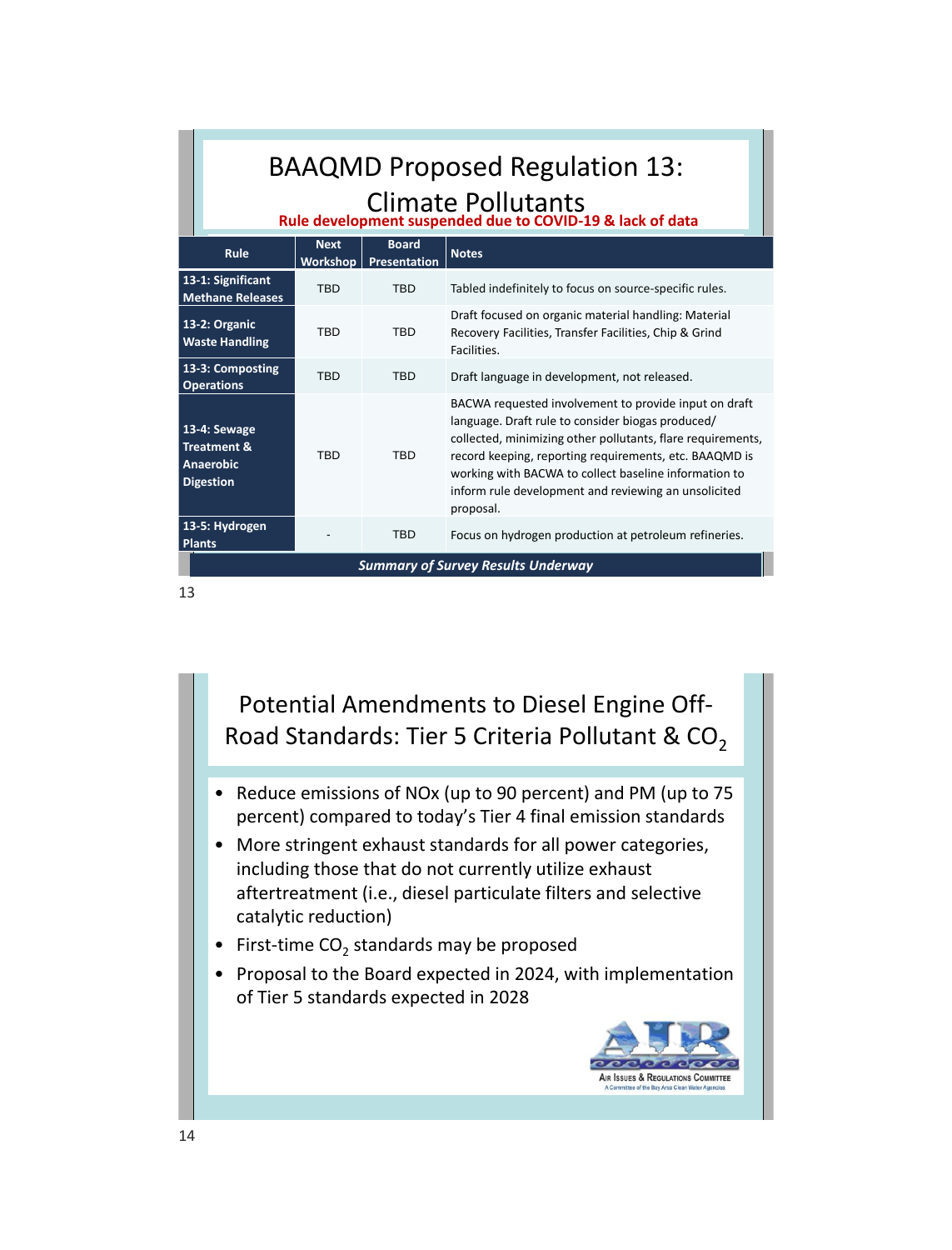## BAAQMD Proposed Regulation 13: Climate Pollutants

**Rule development suspended due to COVID-19 & lack of data**

| Rule | Next Workshop | Board Presentation | Notes |
|---|---|---|---|
| **13-1: Significant Methane Releases** | TBD | TBD | Tabled indefinitely to focus on source-specific rules. |
| **13-2: Organic Waste Handling** | TBD | TBD | Draft focused on organic material handling: Material Recovery Facilities, Transfer Facilities, Chip & Grind Facilities. |
| **13-3: Composting Operations** | TBD | TBD | Draft language in development, not released. |
| **13-4: Sewage Treatment & Anaerobic Digestion** | TBD | TBD | BACWA requested involvement to provide input on draft language. Draft rule to consider biogas produced/ collected, minimizing other pollutants, flare requirements, record keeping, reporting requirements, etc. BAAQMD is working with BACWA to collect baseline information to inform rule development and reviewing an unsolicited proposal. |
| **13-5: Hydrogen Plants** | - | TBD | Focus on hydrogen production at petroleum refineries. |

***Summary of Survey Results Underway***

## Potential Amendments to Diesel Engine Off-Road Standards: Tier 5 Criteria Pollutant & $CO_2$

- Reduce emissions of NOx (up to 90 percent) and PM (up to 75 percent) compared to today's Tier 4 final emission standards
- More stringent exhaust standards for all power categories, including those that do not currently utilize exhaust aftertreatment (i.e., diesel particulate filters and selective catalytic reduction)
- First-time $CO_2$ standards may be proposed
- Proposal to the Board expected in 2024, with implementation of Tier 5 standards expected in 2028

AIR Issues & Regulations Committee
A Committee of the Bay Area Clean Water Agencies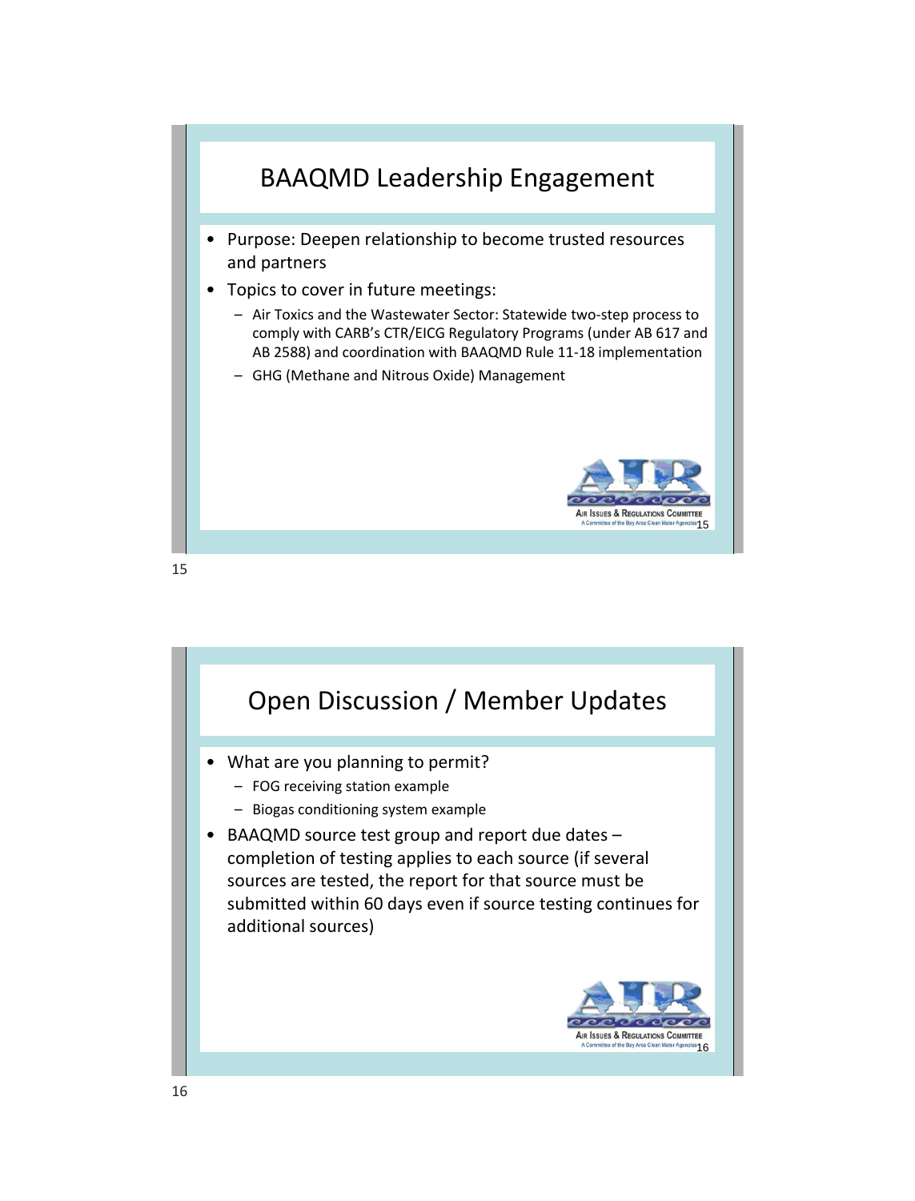## BAAQMD Leadership Engagement

- Purpose: Deepen relationship to become trusted resources and partners
- Topics to cover in future meetings:
  - Air Toxics and the Wastewater Sector: Statewide two-step process to comply with CARB's CTR/EICG Regulatory Programs (under AB 617 and AB 2588) and coordination with BAAQMD Rule 11-18 implementation
  - GHG (Methane and Nitrous Oxide) Management

AIR ISSUES & REGULATIONS COMMITTEE
A Committee of the Bay Area Clean Water Agencies

## Open Discussion / Member Updates

- What are you planning to permit?
  - FOG receiving station example
  - Biogas conditioning system example
- BAAQMD source test group and report due dates – completion of testing applies to each source (if several sources are tested, the report for that source must be submitted within 60 days even if source testing continues for additional sources)

AIR ISSUES & REGULATIONS COMMITTEE
A Committee of the Bay Area Clean Water Agencies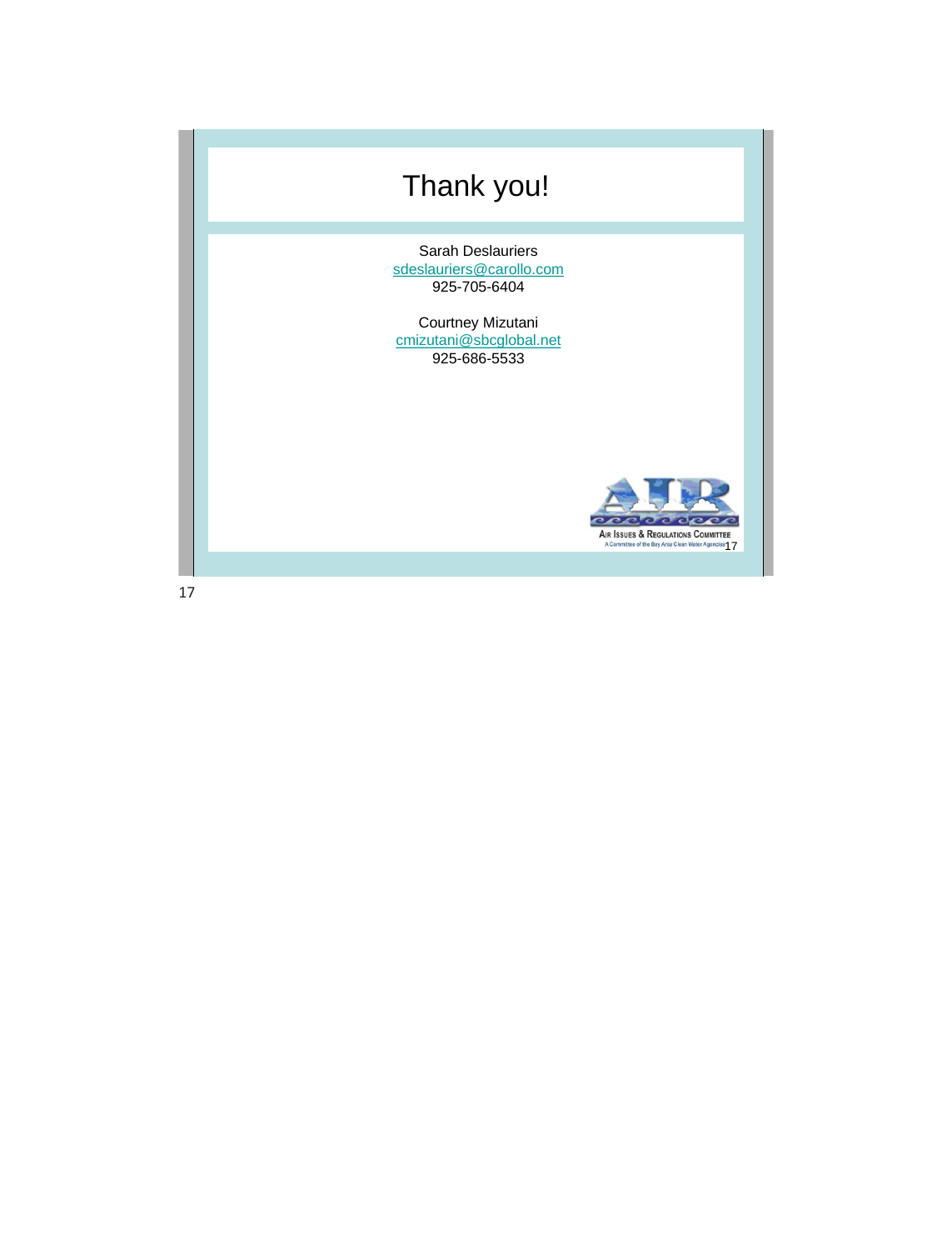# Thank you!

Sarah Deslauriers
sdeslauriers@carollo.com
925-705-6404

Courtney Mizutani
cmizutani@sbcglobal.net
925-686-5533

AIR ISSUES & REGULATIONS COMMITTEE
A Committee of the Bay Area Clean Water Agencies